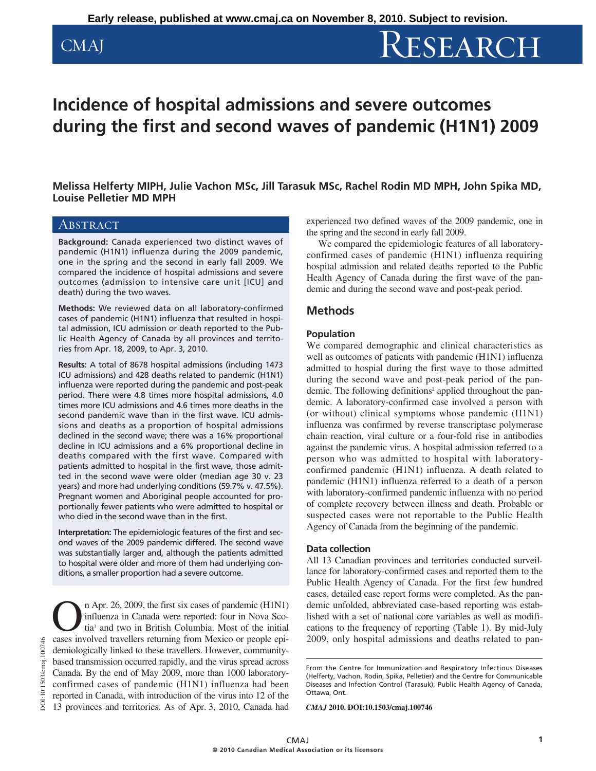Early release, published at www.cmaj.ca on November 8, 2010. Subject to revision.

# Incidence of hospital admissions and severe outcomes during the first and second waves of pandemic (H1N1) 2009

**Melissa Helferty MIPH, Julie Vachon MSc, Jill Tarasuk MSc, Rachel Rodin MD MPH, John Spika MD, Louise Pelletier MD MPH**

## Abstract

**Background:** Canada experienced two distinct waves of pandemic (H1N1) influenza during the 2009 pandemic, one in the spring and the second in early fall 2009. We compared the incidence of hospital admissions and severe outcomes (admission to intensive care unit [ICU] and death) during the two waves.

**Methods:** We reviewed data on all laboratory-confirmed cases of pandemic (H1N1) influenza that resulted in hospital admission, ICU admission or death reported to the Public Health Agency of Canada by all provinces and territories from Apr. 18, 2009, to Apr. 3, 2010.

**Results:** A total of 8678 hospital admissions (including 1473 ICU admissions) and 428 deaths related to pandemic (H1N1) influenza were reported during the pandemic and post-peak period. There were 4.8 times more hospital admissions, 4.0 times more ICU admissions and 4.6 times more deaths in the second pandemic wave than in the first wave. ICU admissions and deaths as a proportion of hospital admissions declined in the second wave; there was a 16% proportional decline in ICU admissions and a 6% proportional decline in deaths compared with the first wave. Compared with patients admitted to hospital in the first wave, those admitted in the second wave were older (median age 30 v. 23 years) and more had underlying conditions (59.7% v. 47.5%). Pregnant women and Aboriginal people accounted for proportionally fewer patients who were admitted to hospital or who died in the second wave than in the first.

**Interpretation:** The epidemiologic features of the first and second waves of the 2009 pandemic differed. The second wave was substantially larger and, although the patients admitted to hospital were older and more of them had underlying conditions, a smaller proportion had a severe outcome.

On Apr. 26, 2009, the first six cases of pandemic (H1N1) influenza in Canada were reported: four in Nova Scotia[1] and two in British Columbia. Most of the initial cases involved travellers returning from Mexico or people epidemiologically linked to these travellers. However, community-based transmission occurred rapidly, and the virus spread across Canada. By the end of May 2009, more than 1000 laboratory-confirmed cases of pandemic (H1N1) influenza had been reported in Canada, with introduction of the virus into 12 of the 13 provinces and territories. As of Apr. 3, 2010, Canada had experienced two defined waves of the 2009 pandemic, one in the spring and the second in early fall 2009.

We compared the epidemiologic features of all laboratory-confirmed cases of pandemic (H1N1) influenza requiring hospital admission and related deaths reported to the Public Health Agency of Canada during the first wave of the pandemic and during the second wave and post-peak period.

## Methods

### Population

We compared demographic and clinical characteristics as well as outcomes of patients with pandemic (H1N1) influenza admitted to hospital during the first wave to those admitted during the second wave and post-peak period of the pandemic. The following definitions[2] applied throughout the pandemic. A laboratory-confirmed case involved a person with (or without) clinical symptoms whose pandemic (H1N1) influenza was confirmed by reverse transcriptase polymerase chain reaction, viral culture or a four-fold rise in antibodies against the pandemic virus. A hospital admission referred to a person who was admitted to hospital with laboratory-confirmed pandemic (H1N1) influenza. A death related to pandemic (H1N1) influenza referred to a death of a person with laboratory-confirmed pandemic influenza with no period of complete recovery between illness and death. Probable or suspected cases were not reportable to the Public Health Agency of Canada from the beginning of the pandemic.

### Data collection

All 13 Canadian provinces and territories conducted surveillance for laboratory-confirmed cases and reported them to the Public Health Agency of Canada. For the first few hundred cases, detailed case report forms were completed. As the pandemic unfolded, abbreviated case-based reporting was established with a set of national core variables as well as modifications to the frequency of reporting (Table 1). By mid-July 2009, only hospital admissions and deaths related to pan-

From the Centre for Immunization and Respiratory Infectious Diseases (Helferty, Vachon, Rodin, Spika, Pelletier) and the Centre for Communicable Diseases and Infection Control (Tarasuk), Public Health Agency of Canada, Ottawa, Ont.

*CMAJ* 2010. DOI:10.1503/cmaj.100746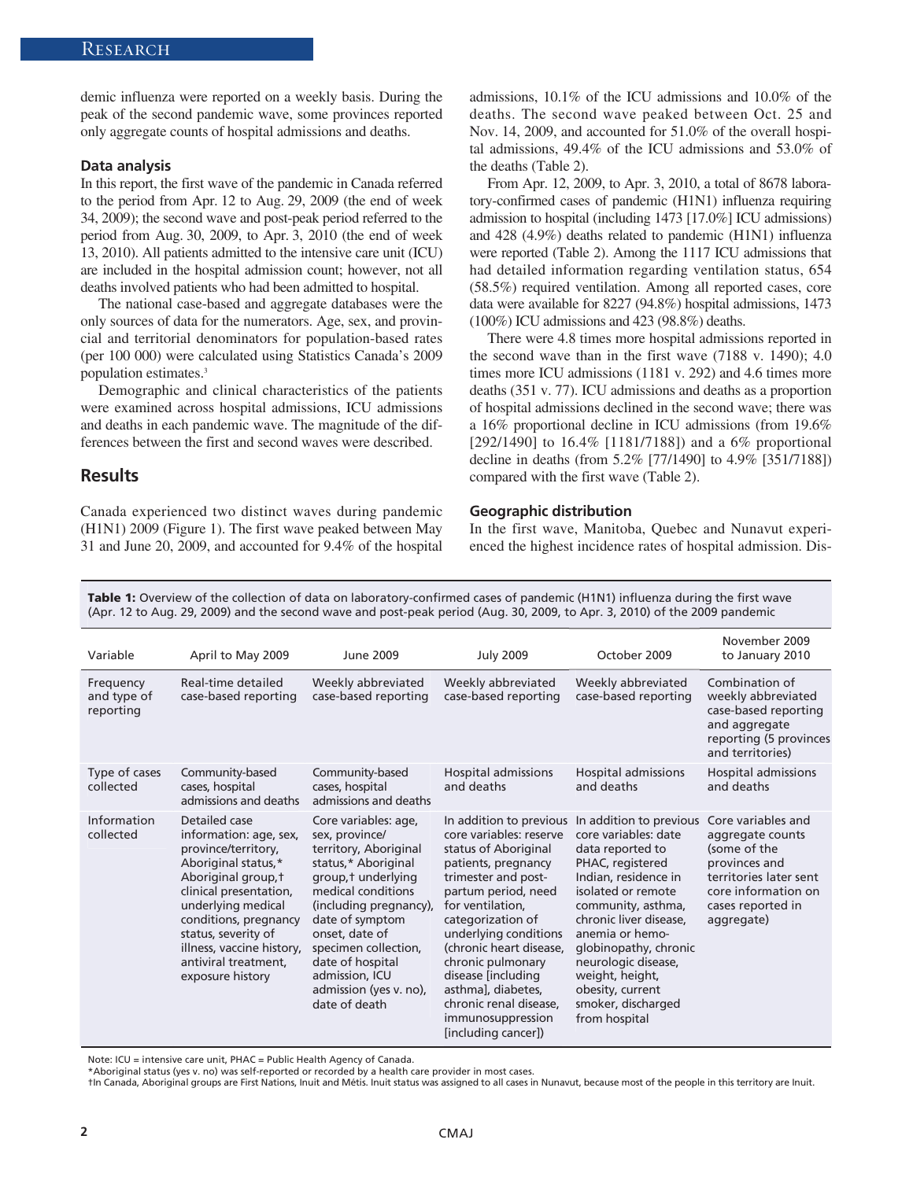demic influenza were reported on a weekly basis. During the peak of the second pandemic wave, some provinces reported only aggregate counts of hospital admissions and deaths.

### Data analysis

In this report, the first wave of the pandemic in Canada referred to the period from Apr. 12 to Aug. 29, 2009 (the end of week 34, 2009); the second wave and post-peak period referred to the period from Aug. 30, 2009, to Apr. 3, 2010 (the end of week 13, 2010). All patients admitted to the intensive care unit (ICU) are included in the hospital admission count; however, not all deaths involved patients who had been admitted to hospital.

The national case-based and aggregate databases were the only sources of data for the numerators. Age, sex, and provincial and territorial denominators for population-based rates (per 100 000) were calculated using Statistics Canada's 2009 population estimates.[3]

Demographic and clinical characteristics of the patients were examined across hospital admissions, ICU admissions and deaths in each pandemic wave. The magnitude of the differences between the first and second waves were described.

## Results

Canada experienced two distinct waves during pandemic (H1N1) 2009 (Figure 1). The first wave peaked between May 31 and June 20, 2009, and accounted for 9.4% of the hospital admissions, 10.1% of the ICU admissions and 10.0% of the deaths. The second wave peaked between Oct. 25 and Nov. 14, 2009, and accounted for 51.0% of the overall hospital admissions, 49.4% of the ICU admissions and 53.0% of the deaths (Table 2).

From Apr. 12, 2009, to Apr. 3, 2010, a total of 8678 laboratory-confirmed cases of pandemic (H1N1) influenza requiring admission to hospital (including 1473 [17.0%] ICU admissions) and 428 (4.9%) deaths related to pandemic (H1N1) influenza were reported (Table 2). Among the 1117 ICU admissions that had detailed information regarding ventilation status, 654 (58.5%) required ventilation. Among all reported cases, core data were available for 8227 (94.8%) hospital admissions, 1473 (100%) ICU admissions and 423 (98.8%) deaths.

There were 4.8 times more hospital admissions reported in the second wave than in the first wave (7188 v. 1490); 4.0 times more ICU admissions (1181 v. 292) and 4.6 times more deaths (351 v. 77). ICU admissions and deaths as a proportion of hospital admissions declined in the second wave; there was a 16% proportional decline in ICU admissions (from 19.6% [292/1490] to 16.4% [1181/7188]) and a 6% proportional decline in deaths (from 5.2% [77/1490] to 4.9% [351/7188]) compared with the first wave (Table 2).

### Geographic distribution

In the first wave, Manitoba, Quebec and Nunavut experienced the highest incidence rates of hospital admission. Dis-

**Table 1:** Overview of the collection of data on laboratory-confirmed cases of pandemic (H1N1) influenza during the first wave (Apr. 12 to Aug. 29, 2009) and the second wave and post-peak period (Aug. 30, 2009, to Apr. 3, 2010) of the 2009 pandemic

| Variable | April to May 2009 | June 2009 | July 2009 | October 2009 | November 2009 to January 2010 |
|---|---|---|---|---|---|
| Frequency and type of reporting | Real-time detailed case-based reporting | Weekly abbreviated case-based reporting | Weekly abbreviated case-based reporting | Weekly abbreviated case-based reporting | Combination of weekly abbreviated case-based reporting and aggregate reporting (5 provinces and territories) |
| Type of cases collected | Community-based cases, hospital admissions and deaths | Community-based cases, hospital admissions and deaths | Hospital admissions and deaths | Hospital admissions and deaths | Hospital admissions and deaths |
| Information collected | Detailed case information: age, sex, province/territory, Aboriginal status,* Aboriginal group,† clinical presentation, underlying medical conditions, pregnancy status, severity of illness, vaccine history, antiviral treatment, exposure history | Core variables: age, sex, province/territory, Aboriginal status,* Aboriginal group,† underlying medical conditions (including pregnancy), date of symptom onset, date of specimen collection, date of hospital admission, ICU admission (yes v. no), date of death | In addition to previous core variables: reserve status of Aboriginal patients, pregnancy trimester and post-partum period, need for ventilation, categorization of underlying conditions (chronic heart disease, chronic pulmonary disease [including asthma], diabetes, chronic renal disease, immunosuppression [including cancer]) | In addition to previous core variables: date data reported to PHAC, registered Indian, residence in isolated or remote community, asthma, chronic liver disease, anemia or hemoglobinopathy, chronic neurologic disease, weight, height, obesity, current smoker, discharged from hospital | Core variables and aggregate counts (some of the provinces and territories later sent core information on cases reported in aggregate) |

Note: ICU = intensive care unit, PHAC = Public Health Agency of Canada.
*Aboriginal status (yes v. no) was self-reported or recorded by a health care provider in most cases.
†In Canada, Aboriginal groups are First Nations, Inuit and Métis. Inuit status was assigned to all cases in Nunavut, because most of the people in this territory are Inuit.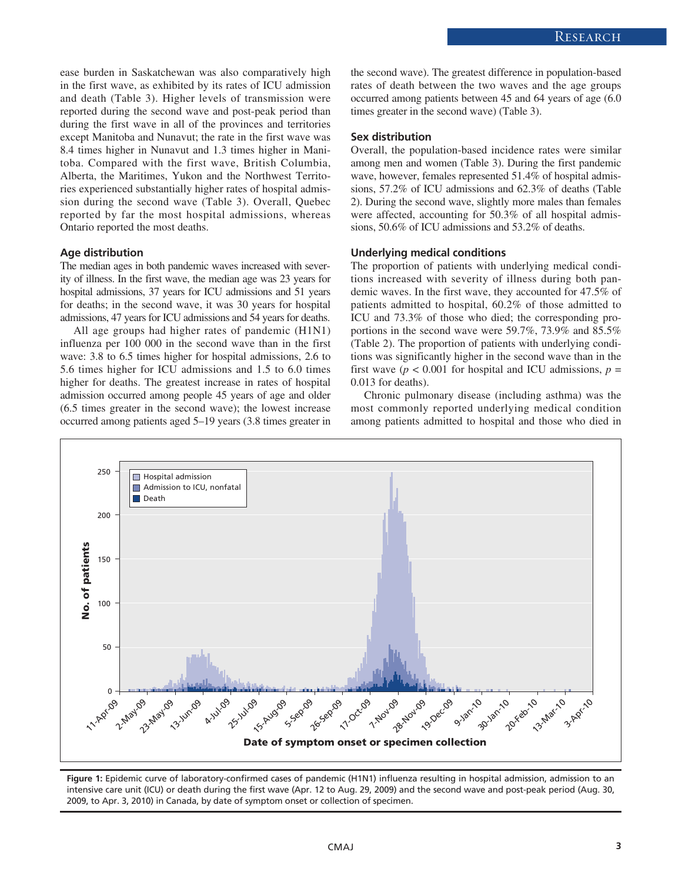ease burden in Saskatchewan was also comparatively high in the first wave, as exhibited by its rates of ICU admission and death (Table 3). Higher levels of transmission were reported during the second wave and post-peak period than during the first wave in all of the provinces and territories except Manitoba and Nunavut; the rate in the first wave was 8.4 times higher in Nunavut and 1.3 times higher in Manitoba. Compared with the first wave, British Columbia, Alberta, the Maritimes, Yukon and the Northwest Territories experienced substantially higher rates of hospital admission during the second wave (Table 3). Overall, Quebec reported by far the most hospital admissions, whereas Ontario reported the most deaths.

### Age distribution

The median ages in both pandemic waves increased with severity of illness. In the first wave, the median age was 23 years for hospital admissions, 37 years for ICU admissions and 51 years for deaths; in the second wave, it was 30 years for hospital admissions, 47 years for ICU admissions and 54 years for deaths.

All age groups had higher rates of pandemic (H1N1) influenza per 100 000 in the second wave than in the first wave: 3.8 to 6.5 times higher for hospital admissions, 2.6 to 5.6 times higher for ICU admissions and 1.5 to 6.0 times higher for deaths. The greatest increase in rates of hospital admission occurred among people 45 years of age and older (6.5 times greater in the second wave); the lowest increase occurred among patients aged 5–19 years (3.8 times greater in the second wave). The greatest difference in population-based rates of death between the two waves and the age groups occurred among patients between 45 and 64 years of age (6.0 times greater in the second wave) (Table 3).

### Sex distribution

Overall, the population-based incidence rates were similar among men and women (Table 3). During the first pandemic wave, however, females represented 51.4% of hospital admissions, 57.2% of ICU admissions and 62.3% of deaths (Table 2). During the second wave, slightly more males than females were affected, accounting for 50.3% of all hospital admissions, 50.6% of ICU admissions and 53.2% of deaths.

### Underlying medical conditions

The proportion of patients with underlying medical conditions increased with severity of illness during both pandemic waves. In the first wave, they accounted for 47.5% of patients admitted to hospital, 60.2% of those admitted to ICU and 73.3% of those who died; the corresponding proportions in the second wave were 59.7%, 73.9% and 85.5% (Table 2). The proportion of patients with underlying conditions was significantly higher in the second wave than in the first wave ($p < 0.001$ for hospital and ICU admissions, $p = 0.013$ for deaths).

Chronic pulmonary disease (including asthma) was the most commonly reported underlying medical condition among patients admitted to hospital and those who died in

**Figure 1:** Epidemic curve of laboratory-confirmed cases of pandemic (H1N1) influenza resulting in hospital admission, admission to an intensive care unit (ICU) or death during the first wave (Apr. 12 to Aug. 29, 2009) and the second wave and post-peak period (Aug. 30, 2009, to Apr. 3, 2010) in Canada, by date of symptom onset or collection of specimen.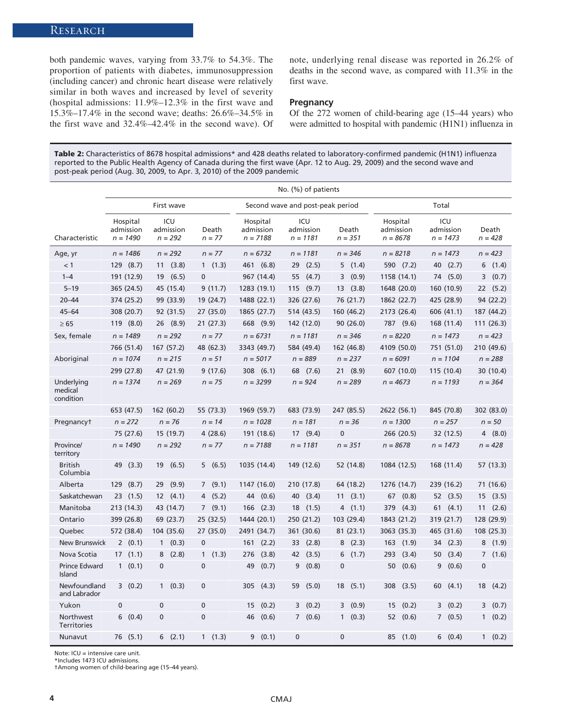both pandemic waves, varying from 33.7% to 54.3%. The proportion of patients with diabetes, immunosuppression (including cancer) and chronic heart disease were relatively similar in both waves and increased by level of severity (hospital admissions: 11.9%–12.3% in the first wave and 15.3%–17.4% in the second wave; deaths: 26.6%–34.5% in the first wave and 32.4%–42.4% in the second wave). Of note, underlying renal disease was reported in 26.2% of deaths in the second wave, as compared with 11.3% in the first wave.

### Pregnancy

Of the 272 women of child-bearing age (15–44 years) who were admitted to hospital with pandemic (H1N1) influenza in

**Table 2:** Characteristics of 8678 hospital admissions* and 428 deaths related to laboratory-confirmed pandemic (H1N1) influenza reported to the Public Health Agency of Canada during the first wave (Apr. 12 to Aug. 29, 2009) and the second wave and post-peak period (Aug. 30, 2009, to Apr. 3, 2010) of the 2009 pandemic

| | No. (%) of patients | | | | | | | | |
|---|---|---|---|---|---|---|---|---|---|
| | First wave | | | Second wave and post-peak period | | | Total | | |
| Characteristic | Hospital admission *n* = 1490 | ICU admission *n* = 292 | Death *n* = 77 | Hospital admission *n* = 7188 | ICU admission *n* = 1181 | Death *n* = 351 | Hospital admission *n* = 8678 | ICU admission *n* = 1473 | Death *n* = 428 |
| Age, yr | *n* = 1486 | *n* = 292 | *n* = 77 | *n* = 6732 | *n* = 1181 | *n* = 346 | *n* = 8218 | *n* = 1473 | *n* = 423 |
| < 1 | 129 (8.7) | 11 (3.8) | 1 (1.3) | 461 (6.8) | 29 (2.5) | 5 (1.4) | 590 (7.2) | 40 (2.7) | 6 (1.4) |
| 1–4 | 191 (12.9) | 19 (6.5) | 0 | 967 (14.4) | 55 (4.7) | 3 (0.9) | 1158 (14.1) | 74 (5.0) | 3 (0.7) |
| 5–19 | 365 (24.5) | 45 (15.4) | 9 (11.7) | 1283 (19.1) | 115 (9.7) | 13 (3.8) | 1648 (20.0) | 160 (10.9) | 22 (5.2) |
| 20–44 | 374 (25.2) | 99 (33.9) | 19 (24.7) | 1488 (22.1) | 326 (27.6) | 76 (21.7) | 1862 (22.7) | 425 (28.9) | 94 (22.2) |
| 45–64 | 308 (20.7) | 92 (31.5) | 27 (35.0) | 1865 (27.7) | 514 (43.5) | 160 (46.2) | 2173 (26.4) | 606 (41.1) | 187 (44.2) |
| ≥ 65 | 119 (8.0) | 26 (8.9) | 21 (27.3) | 668 (9.9) | 142 (12.0) | 90 (26.0) | 787 (9.6) | 168 (11.4) | 111 (26.3) |
| Sex, female | *n* = 1489 | *n* = 292 | *n* = 77 | *n* = 6731 | *n* = 1181 | *n* = 346 | *n* = 8220 | *n* = 1473 | *n* = 423 |
| | 766 (51.4) | 167 (57.2) | 48 (62.3) | 3343 (49.7) | 584 (49.4) | 162 (46.8) | 4109 (50.0) | 751 (51.0) | 210 (49.6) |
| Aboriginal | *n* = 1074 | *n* = 215 | *n* = 51 | *n* = 5017 | *n* = 889 | *n* = 237 | *n* = 6091 | *n* = 1104 | *n* = 288 |
| | 299 (27.8) | 47 (21.9) | 9 (17.6) | 308 (6.1) | 68 (7.6) | 21 (8.9) | 607 (10.0) | 115 (10.4) | 30 (10.4) |
| Underlying medical condition | *n* = 1374 | *n* = 269 | *n* = 75 | *n* = 3299 | *n* = 924 | *n* = 289 | *n* = 4673 | *n* = 1193 | *n* = 364 |
| | 653 (47.5) | 162 (60.2) | 55 (73.3) | 1969 (59.7) | 683 (73.9) | 247 (85.5) | 2622 (56.1) | 845 (70.8) | 302 (83.0) |
| Pregnancy† | *n* = 272 | *n* = 76 | *n* = 14 | *n* = 1028 | *n* = 181 | *n* = 36 | *n* = 1300 | *n* = 257 | *n* = 50 |
| | 75 (27.6) | 15 (19.7) | 4 (28.6) | 191 (18.6) | 17 (9.4) | 0 | 266 (20.5) | 32 (12.5) | 4 (8.0) |
| Province/ territory | *n* = 1490 | *n* = 292 | *n* = 77 | *n* = 7188 | *n* = 1181 | *n* = 351 | *n* = 8678 | *n* = 1473 | *n* = 428 |
| British Columbia | 49 (3.3) | 19 (6.5) | 5 (6.5) | 1035 (14.4) | 149 (12.6) | 52 (14.8) | 1084 (12.5) | 168 (11.4) | 57 (13.3) |
| Alberta | 129 (8.7) | 29 (9.9) | 7 (9.1) | 1147 (16.0) | 210 (17.8) | 64 (18.2) | 1276 (14.7) | 239 (16.2) | 71 (16.6) |
| Saskatchewan | 23 (1.5) | 12 (4.1) | 4 (5.2) | 44 (0.6) | 40 (3.4) | 11 (3.1) | 67 (0.8) | 52 (3.5) | 15 (3.5) |
| Manitoba | 213 (14.3) | 43 (14.7) | 7 (9.1) | 166 (2.3) | 18 (1.5) | 4 (1.1) | 379 (4.3) | 61 (4.1) | 11 (2.6) |
| Ontario | 399 (26.8) | 69 (23.7) | 25 (32.5) | 1444 (20.1) | 250 (21.2) | 103 (29.4) | 1843 (21.2) | 319 (21.7) | 128 (29.9) |
| Quebec | 572 (38.4) | 104 (35.6) | 27 (35.0) | 2491 (34.7) | 361 (30.6) | 81 (23.1) | 3063 (35.3) | 465 (31.6) | 108 (25.3) |
| New Brunswick | 2 (0.1) | 1 (0.3) | 0 | 161 (2.2) | 33 (2.8) | 8 (2.3) | 163 (1.9) | 34 (2.3) | 8 (1.9) |
| Nova Scotia | 17 (1.1) | 8 (2.8) | 1 (1.3) | 276 (3.8) | 42 (3.5) | 6 (1.7) | 293 (3.4) | 50 (3.4) | 7 (1.6) |
| Prince Edward Island | 1 (0.1) | 0 | 0 | 49 (0.7) | 9 (0.8) | 0 | 50 (0.6) | 9 (0.6) | 0 |
| Newfoundland and Labrador | 3 (0.2) | 1 (0.3) | 0 | 305 (4.3) | 59 (5.0) | 18 (5.1) | 308 (3.5) | 60 (4.1) | 18 (4.2) |
| Yukon | 0 | 0 | 0 | 15 (0.2) | 3 (0.2) | 3 (0.9) | 15 (0.2) | 3 (0.2) | 3 (0.7) |
| Northwest Territories | 6 (0.4) | 0 | 0 | 46 (0.6) | 7 (0.6) | 1 (0.3) | 52 (0.6) | 7 (0.5) | 1 (0.2) |
| Nunavut | 76 (5.1) | 6 (2.1) | 1 (1.3) | 9 (0.1) | 0 | 0 | 85 (1.0) | 6 (0.4) | 1 (0.2) |

Note: ICU = intensive care unit.
*Includes 1473 ICU admissions.
†Among women of child-bearing age (15–44 years).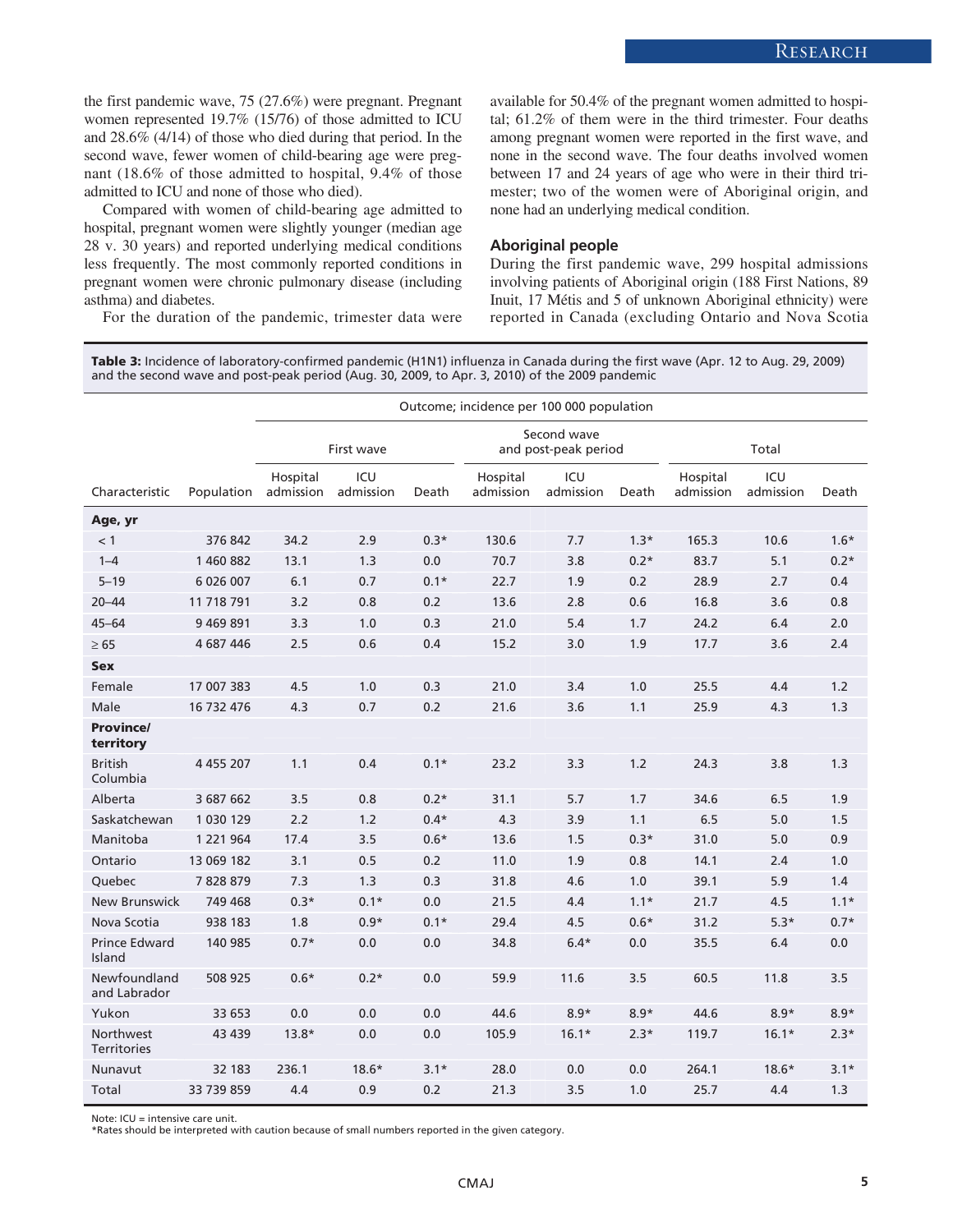the first pandemic wave, 75 (27.6%) were pregnant. Pregnant women represented 19.7% (15/76) of those admitted to ICU and 28.6% (4/14) of those who died during that period. In the second wave, fewer women of child-bearing age were pregnant (18.6% of those admitted to hospital, 9.4% of those admitted to ICU and none of those who died).

Compared with women of child-bearing age admitted to hospital, pregnant women were slightly younger (median age 28 v. 30 years) and reported underlying medical conditions less frequently. The most commonly reported conditions in pregnant women were chronic pulmonary disease (including asthma) and diabetes.

For the duration of the pandemic, trimester data were available for 50.4% of the pregnant women admitted to hospital; 61.2% of them were in the third trimester. Four deaths among pregnant women were reported in the first wave, and none in the second wave. The four deaths involved women between 17 and 24 years of age who were in their third trimester; two of the women were of Aboriginal origin, and none had an underlying medical condition.

### Aboriginal people

During the first pandemic wave, 299 hospital admissions involving patients of Aboriginal origin (188 First Nations, 89 Inuit, 17 Métis and 5 of unknown Aboriginal ethnicity) were reported in Canada (excluding Ontario and Nova Scotia

**Table 3:** Incidence of laboratory-confirmed pandemic (H1N1) influenza in Canada during the first wave (Apr. 12 to Aug. 29, 2009) and the second wave and post-peak period (Aug. 30, 2009, to Apr. 3, 2010) of the 2009 pandemic

| | | Outcome; incidence per 100 000 population | | | | | | | | |
|---|---|---|---|---|---|---|---|---|---|---|
| | | First wave | | | Second wave and post-peak period | | | Total | | |
| Characteristic | Population | Hospital admission | ICU admission | Death | Hospital admission | ICU admission | Death | Hospital admission | ICU admission | Death |
| **Age, yr** | | | | | | | | | | |
| < 1 | 376 842 | 34.2 | 2.9 | 0.3* | 130.6 | 7.7 | 1.3* | 165.3 | 10.6 | 1.6* |
| 1–4 | 1 460 882 | 13.1 | 1.3 | 0.0 | 70.7 | 3.8 | 0.2* | 83.7 | 5.1 | 0.2* |
| 5–19 | 6 026 007 | 6.1 | 0.7 | 0.1* | 22.7 | 1.9 | 0.2 | 28.9 | 2.7 | 0.4 |
| 20–44 | 11 718 791 | 3.2 | 0.8 | 0.2 | 13.6 | 2.8 | 0.6 | 16.8 | 3.6 | 0.8 |
| 45–64 | 9 469 891 | 3.3 | 1.0 | 0.3 | 21.0 | 5.4 | 1.7 | 24.2 | 6.4 | 2.0 |
| ≥ 65 | 4 687 446 | 2.5 | 0.6 | 0.4 | 15.2 | 3.0 | 1.9 | 17.7 | 3.6 | 2.4 |
| **Sex** | | | | | | | | | | |
| Female | 17 007 383 | 4.5 | 1.0 | 0.3 | 21.0 | 3.4 | 1.0 | 25.5 | 4.4 | 1.2 |
| Male | 16 732 476 | 4.3 | 0.7 | 0.2 | 21.6 | 3.6 | 1.1 | 25.9 | 4.3 | 1.3 |
| **Province/ territory** | | | | | | | | | | |
| British Columbia | 4 455 207 | 1.1 | 0.4 | 0.1* | 23.2 | 3.3 | 1.2 | 24.3 | 3.8 | 1.3 |
| Alberta | 3 687 662 | 3.5 | 0.8 | 0.2* | 31.1 | 5.7 | 1.7 | 34.6 | 6.5 | 1.9 |
| Saskatchewan | 1 030 129 | 2.2 | 1.2 | 0.4* | 4.3 | 3.9 | 1.1 | 6.5 | 5.0 | 1.5 |
| Manitoba | 1 221 964 | 17.4 | 3.5 | 0.6* | 13.6 | 1.5 | 0.3* | 31.0 | 5.0 | 0.9 |
| Ontario | 13 069 182 | 3.1 | 0.5 | 0.2 | 11.0 | 1.9 | 0.8 | 14.1 | 2.4 | 1.0 |
| Quebec | 7 828 879 | 7.3 | 1.3 | 0.3 | 31.8 | 4.6 | 1.0 | 39.1 | 5.9 | 1.4 |
| New Brunswick | 749 468 | 0.3* | 0.1* | 0.0 | 21.5 | 4.4 | 1.1* | 21.7 | 4.5 | 1.1* |
| Nova Scotia | 938 183 | 1.8 | 0.9* | 0.1* | 29.4 | 4.5 | 0.6* | 31.2 | 5.3* | 0.7* |
| Prince Edward Island | 140 985 | 0.7* | 0.0 | 0.0 | 34.8 | 6.4* | 0.0 | 35.5 | 6.4 | 0.0 |
| Newfoundland and Labrador | 508 925 | 0.6* | 0.2* | 0.0 | 59.9 | 11.6 | 3.5 | 60.5 | 11.8 | 3.5 |
| Yukon | 33 653 | 0.0 | 0.0 | 0.0 | 44.6 | 8.9* | 8.9* | 44.6 | 8.9* | 8.9* |
| Northwest Territories | 43 439 | 13.8* | 0.0 | 0.0 | 105.9 | 16.1* | 2.3* | 119.7 | 16.1* | 2.3* |
| Nunavut | 32 183 | 236.1 | 18.6* | 3.1* | 28.0 | 0.0 | 0.0 | 264.1 | 18.6* | 3.1* |
| Total | 33 739 859 | 4.4 | 0.9 | 0.2 | 21.3 | 3.5 | 1.0 | 25.7 | 4.4 | 1.3 |

Note: ICU = intensive care unit.
*Rates should be interpreted with caution because of small numbers reported in the given category.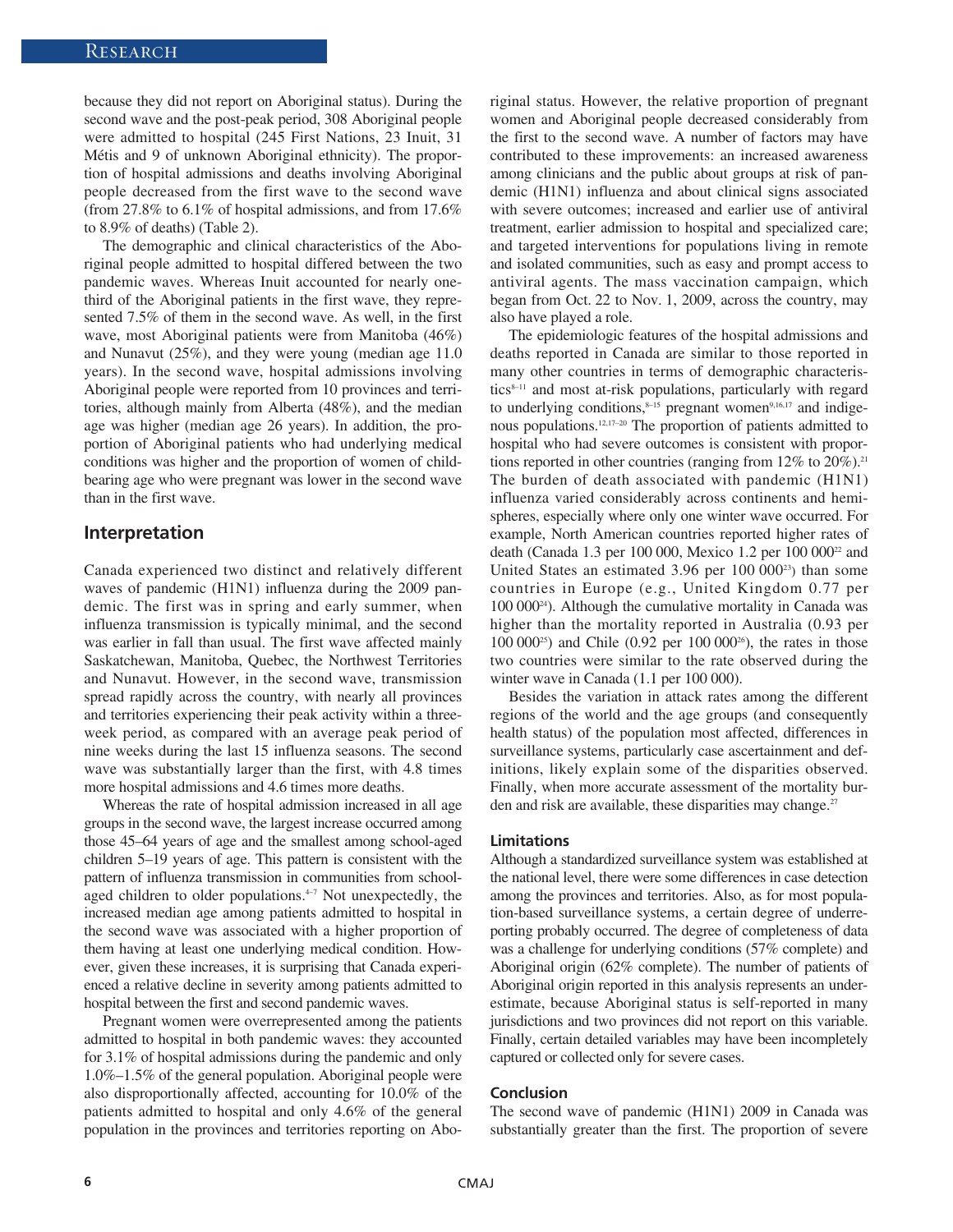because they did not report on Aboriginal status). During the second wave and the post-peak period, 308 Aboriginal people were admitted to hospital (245 First Nations, 23 Inuit, 31 Métis and 9 of unknown Aboriginal ethnicity). The proportion of hospital admissions and deaths involving Aboriginal people decreased from the first wave to the second wave (from 27.8% to 6.1% of hospital admissions, and from 17.6% to 8.9% of deaths) (Table 2).

The demographic and clinical characteristics of the Aboriginal people admitted to hospital differed between the two pandemic waves. Whereas Inuit accounted for nearly one-third of the Aboriginal patients in the first wave, they represented 7.5% of them in the second wave. As well, in the first wave, most Aboriginal patients were from Manitoba (46%) and Nunavut (25%), and they were young (median age 11.0 years). In the second wave, hospital admissions involving Aboriginal people were reported from 10 provinces and territories, although mainly from Alberta (48%), and the median age was higher (median age 26 years). In addition, the proportion of Aboriginal patients who had underlying medical conditions was higher and the proportion of women of child-bearing age who were pregnant was lower in the second wave than in the first wave.

## Interpretation

Canada experienced two distinct and relatively different waves of pandemic (H1N1) influenza during the 2009 pandemic. The first was in spring and early summer, when influenza transmission is typically minimal, and the second was earlier in fall than usual. The first wave affected mainly Saskatchewan, Manitoba, Quebec, the Northwest Territories and Nunavut. However, in the second wave, transmission spread rapidly across the country, with nearly all provinces and territories experiencing their peak activity within a three-week period, as compared with an average peak period of nine weeks during the last 15 influenza seasons. The second wave was substantially larger than the first, with 4.8 times more hospital admissions and 4.6 times more deaths.

Whereas the rate of hospital admission increased in all age groups in the second wave, the largest increase occurred among those 45–64 years of age and the smallest among school-aged children 5–19 years of age. This pattern is consistent with the pattern of influenza transmission in communities from school-aged children to older populations.[4–7] Not unexpectedly, the increased median age among patients admitted to hospital in the second wave was associated with a higher proportion of them having at least one underlying medical condition. However, given these increases, it is surprising that Canada experienced a relative decline in severity among patients admitted to hospital between the first and second pandemic waves.

Pregnant women were overrepresented among the patients admitted to hospital in both pandemic waves: they accounted for 3.1% of hospital admissions during the pandemic and only 1.0%–1.5% of the general population. Aboriginal people were also disproportionally affected, accounting for 10.0% of the patients admitted to hospital and only 4.6% of the general population in the provinces and territories reporting on Aboriginal status. However, the relative proportion of pregnant women and Aboriginal people decreased considerably from the first to the second wave. A number of factors may have contributed to these improvements: an increased awareness among clinicians and the public about groups at risk of pandemic (H1N1) influenza and about clinical signs associated with severe outcomes; increased and earlier use of antiviral treatment, earlier admission to hospital and specialized care; and targeted interventions for populations living in remote and isolated communities, such as easy and prompt access to antiviral agents. The mass vaccination campaign, which began from Oct. 22 to Nov. 1, 2009, across the country, may also have played a role.

The epidemiologic features of the hospital admissions and deaths reported in Canada are similar to those reported in many other countries in terms of demographic characteristics[8–11] and most at-risk populations, particularly with regard to underlying conditions,[8–15] pregnant women[9,16,17] and indigenous populations.[12,17–20] The proportion of patients admitted to hospital who had severe outcomes is consistent with proportions reported in other countries (ranging from 12% to 20%).[21] The burden of death associated with pandemic (H1N1) influenza varied considerably across continents and hemispheres, especially where only one winter wave occurred. For example, North American countries reported higher rates of death (Canada 1.3 per 100 000, Mexico 1.2 per 100 000[22] and United States an estimated 3.96 per 100 000[23]) than some countries in Europe (e.g., United Kingdom 0.77 per 100 000[24]). Although the cumulative mortality in Canada was higher than the mortality reported in Australia (0.93 per 100 000[25]) and Chile (0.92 per 100 000[26]), the rates in those two countries were similar to the rate observed during the winter wave in Canada (1.1 per 100 000).

Besides the variation in attack rates among the different regions of the world and the age groups (and consequently health status) of the population most affected, differences in surveillance systems, particularly case ascertainment and definitions, likely explain some of the disparities observed. Finally, when more accurate assessment of the mortality burden and risk are available, these disparities may change.[27]

### Limitations

Although a standardized surveillance system was established at the national level, there were some differences in case detection among the provinces and territories. Also, as for most population-based surveillance systems, a certain degree of underreporting probably occurred. The degree of completeness of data was a challenge for underlying conditions (57% complete) and Aboriginal origin (62% complete). The number of patients of Aboriginal origin reported in this analysis represents an underestimate, because Aboriginal status is self-reported in many jurisdictions and two provinces did not report on this variable. Finally, certain detailed variables may have been incompletely captured or collected only for severe cases.

### Conclusion

The second wave of pandemic (H1N1) 2009 in Canada was substantially greater than the first. The proportion of severe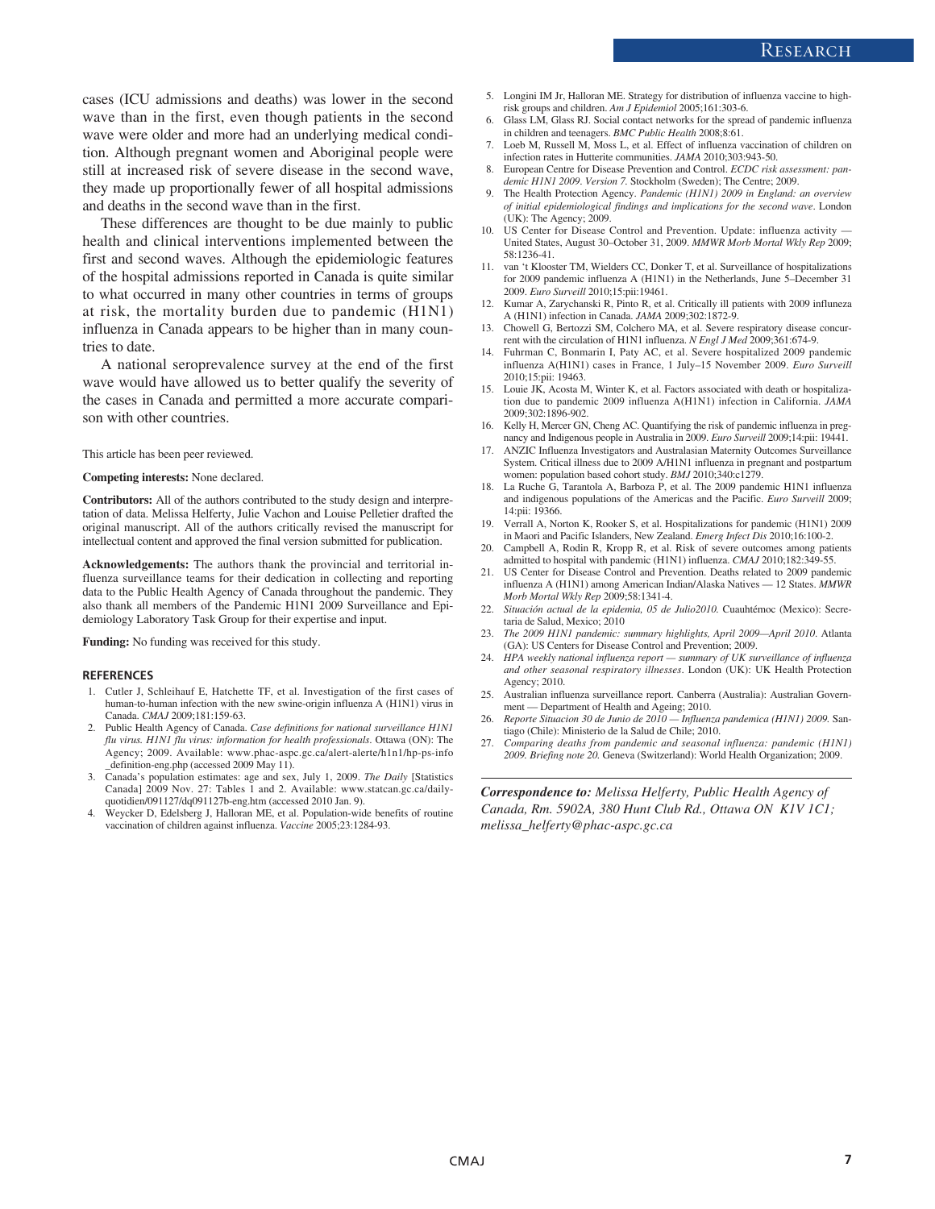cases (ICU admissions and deaths) was lower in the second wave than in the first, even though patients in the second wave were older and more had an underlying medical condition. Although pregnant women and Aboriginal people were still at increased risk of severe disease in the second wave, they made up proportionally fewer of all hospital admissions and deaths in the second wave than in the first.

These differences are thought to be due mainly to public health and clinical interventions implemented between the first and second waves. Although the epidemiologic features of the hospital admissions reported in Canada is quite similar to what occurred in many other countries in terms of groups at risk, the mortality burden due to pandemic (H1N1) influenza in Canada appears to be higher than in many countries to date.

A national seroprevalence survey at the end of the first wave would have allowed us to better qualify the severity of the cases in Canada and permitted a more accurate comparison with other countries.

This article has been peer reviewed.

**Competing interests:** None declared.

**Contributors:** All of the authors contributed to the study design and interpretation of data. Melissa Helferty, Julie Vachon and Louise Pelletier drafted the original manuscript. All of the authors critically revised the manuscript for intellectual content and approved the final version submitted for publication.

**Acknowledgements:** The authors thank the provincial and territorial influenza surveillance teams for their dedication in collecting and reporting data to the Public Health Agency of Canada throughout the pandemic. They also thank all members of the Pandemic H1N1 2009 Surveillance and Epidemiology Laboratory Task Group for their expertise and input.

**Funding:** No funding was received for this study.

## REFERENCES

1. Cutler J, Schleihauf E, Hatchette TF, et al. Investigation of the first cases of human-to-human infection with the new swine-origin influenza A (H1N1) virus in Canada. *CMAJ* 2009;181:159-63.
2. Public Health Agency of Canada. *Case definitions for national surveillance H1N1 flu virus. H1N1 flu virus: information for health professionals*. Ottawa (ON): The Agency; 2009. Available: www.phac-aspc.gc.ca/alert-alerte/h1n1/hp-ps-info_definition-eng.php (accessed 2009 May 11).
3. Canada's population estimates: age and sex, July 1, 2009. *The Daily* [Statistics Canada] 2009 Nov. 27: Tables 1 and 2. Available: www.statcan.gc.ca/daily-quotidien/091127/dq091127b-eng.htm (accessed 2010 Jan. 9).
4. Weycker D, Edelsberg J, Halloran ME, et al. Population-wide benefits of routine vaccination of children against influenza. *Vaccine* 2005;23:1284-93.
5. Longini IM Jr, Halloran ME. Strategy for distribution of influenza vaccine to high-risk groups and children. *Am J Epidemiol* 2005;161:303-6.
6. Glass LM, Glass RJ. Social contact networks for the spread of pandemic influenza in children and teenagers. *BMC Public Health* 2008;8:61.
7. Loeb M, Russell M, Moss L, et al. Effect of influenza vaccination of children on infection rates in Hutterite communities. *JAMA* 2010;303:943-50.
8. European Centre for Disease Prevention and Control. *ECDC risk assessment: pandemic H1N1 2009. Version 7.* Stockholm (Sweden); The Centre; 2009.
9. The Health Protection Agency. *Pandemic (H1N1) 2009 in England: an overview of initial epidemiological findings and implications for the second wave*. London (UK): The Agency; 2009.
10. US Center for Disease Control and Prevention. Update: influenza activity — United States, August 30–October 31, 2009. *MMWR Morb Mortal Wkly Rep* 2009; 58:1236-41.
11. van 't Klooster TM, Wielders CC, Donker T, et al. Surveillance of hospitalizations for 2009 pandemic influenza A (H1N1) in the Netherlands, June 5–December 31 2009. *Euro Surveill* 2010;15:pii:19461.
12. Kumar A, Zarychanski R, Pinto R, et al. Critically ill patients with 2009 influneza A (H1N1) infection in Canada. *JAMA* 2009;302:1872-9.
13. Chowell G, Bertozzi SM, Colchero MA, et al. Severe respiratory disease concurrent with the circulation of H1N1 influenza. *N Engl J Med* 2009;361:674-9.
14. Fuhrman C, Bonmarin I, Paty AC, et al. Severe hospitalized 2009 pandemic influenza A(H1N1) cases in France, 1 July–15 November 2009. *Euro Surveill* 2010;15:pii: 19463.
15. Louie JK, Acosta M, Winter K, et al. Factors associated with death or hospitalization due to pandemic 2009 influenza A(H1N1) infection in California. *JAMA* 2009;302:1896-902.
16. Kelly H, Mercer GN, Cheng AC. Quantifying the risk of pandemic influenza in pregnancy and Indigenous people in Australia in 2009. *Euro Surveill* 2009;14:pii: 19441.
17. ANZIC Influenza Investigators and Australasian Maternity Outcomes Surveillance System. Critical illness due to 2009 A/H1N1 influenza in pregnant and postpartum women: population based cohort study. *BMJ* 2010;340:c1279.
18. La Ruche G, Tarantola A, Barboza P, et al. The 2009 pandemic H1N1 influenza and indigenous populations of the Americas and the Pacific. *Euro Surveill* 2009; 14:pii: 19366.
19. Verrall A, Norton K, Rooker S, et al. Hospitalizations for pandemic (H1N1) 2009 in Maori and Pacific Islanders, New Zealand. *Emerg Infect Dis* 2010;16:100-2.
20. Campbell A, Rodin R, Kropp R, et al. Risk of severe outcomes among patients admitted to hospital with pandemic (H1N1) influenza. *CMAJ* 2010;182:349-55.
21. US Center for Disease Control and Prevention. Deaths related to 2009 pandemic influenza A (H1N1) among American Indian/Alaska Natives — 12 States. *MMWR Morb Mortal Wkly Rep* 2009;58:1341-4.
22. *Situación actual de la epidemia, 05 de Julio2010.* Cuauhtémoc (Mexico): Secretaria de Salud, Mexico; 2010
23. *The 2009 H1N1 pandemic: summary highlights, April 2009—April 2010.* Atlanta (GA): US Centers for Disease Control and Prevention; 2009.
24. *HPA weekly national influenza report — summary of UK surveillance of influenza and other seasonal respiratory illnesses*. London (UK): UK Health Protection Agency; 2010.
25. Australian influenza surveillance report. Canberra (Australia): Australian Government — Department of Health and Ageing; 2010.
26. *Reporte Situacion 30 de Junio de 2010 — Influenza pandemica (H1N1) 2009.* Santiago (Chile): Ministerio de la Salud de Chile; 2010.
27. *Comparing deaths from pandemic and seasonal influenza: pandemic (H1N1) 2009. Briefing note 20.* Geneva (Switzerland): World Health Organization; 2009.

***Correspondence to:*** *Melissa Helferty, Public Health Agency of Canada, Rm. 5902A, 380 Hunt Club Rd., Ottawa ON K1V 1C1; melissa_helferty@phac-aspc.gc.ca*